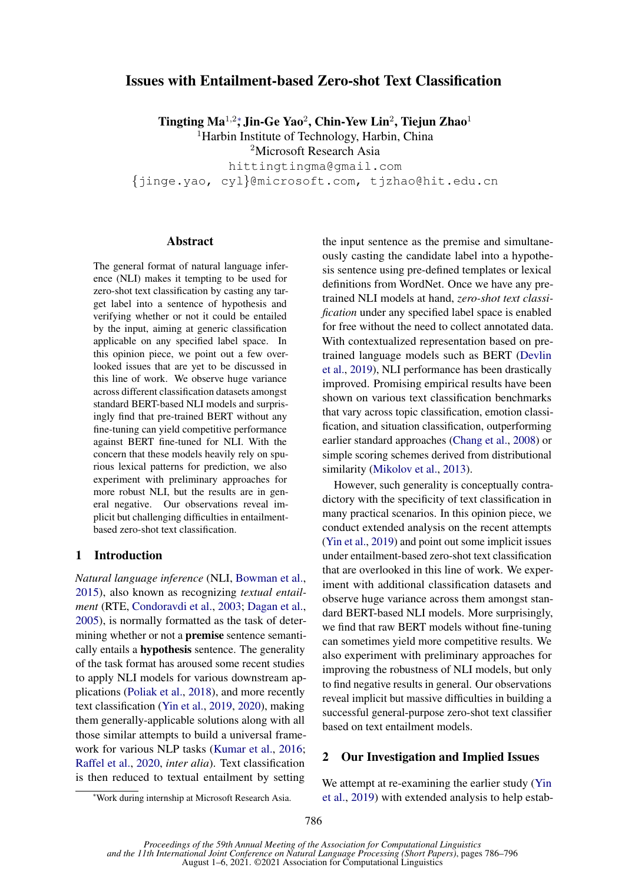# Issues with Entailment-based Zero-shot Text Classification

**Tingting Ma**[1,2]*, **Jin-Ge Yao**[2], **Chin-Yew Lin**[2], **Tiejun Zhao**[1]

[1]Harbin Institute of Technology, Harbin, China

[2]Microsoft Research Asia

hittingtingma@gmail.com

{jinge.yao, cyl}@microsoft.com, tjzhao@hit.edu.cn

## Abstract

The general format of natural language inference (NLI) makes it tempting to be used for zero-shot text classification by casting any target label into a sentence of hypothesis and verifying whether or not it could be entailed by the input, aiming at generic classification applicable on any specified label space. In this opinion piece, we point out a few overlooked issues that are yet to be discussed in this line of work. We observe huge variance across different classification datasets amongst standard BERT-based NLI models and surprisingly find that pre-trained BERT without any fine-tuning can yield competitive performance against BERT fine-tuned for NLI. With the concern that these models heavily rely on spurious lexical patterns for prediction, we also experiment with preliminary approaches for more robust NLI, but the results are in general negative. Our observations reveal implicit but challenging difficulties in entailment-based zero-shot text classification.

## 1 Introduction

*Natural language inference* (NLI, Bowman et al., 2015), also known as recognizing *textual entailment* (RTE, Condoravdi et al., 2003; Dagan et al., 2005), is normally formatted as the task of determining whether or not a **premise** sentence semantically entails a **hypothesis** sentence. The generality of the task format has aroused some recent studies to apply NLI models for various downstream applications (Poliak et al., 2018), and more recently text classification (Yin et al., 2019, 2020), making them generally-applicable solutions along with all those similar attempts to build a universal framework for various NLP tasks (Kumar et al., 2016; Raffel et al., 2020, *inter alia*). Text classification is then reduced to textual entailment by setting the input sentence as the premise and simultaneously casting the candidate label into a hypothesis sentence using pre-defined templates or lexical definitions from WordNet. Once we have any pre-trained NLI models at hand, *zero-shot text classification* under any specified label space is enabled for free without the need to collect annotated data. With contextualized representation based on pre-trained language models such as BERT (Devlin et al., 2019), NLI performance has been drastically improved. Promising empirical results have been shown on various text classification benchmarks that vary across topic classification, emotion classification, and situation classification, outperforming earlier standard approaches (Chang et al., 2008) or simple scoring schemes derived from distributional similarity (Mikolov et al., 2013).

However, such generality is conceptually contradictory with the specificity of text classification in many practical scenarios. In this opinion piece, we conduct extended analysis on the recent attempts (Yin et al., 2019) and point out some implicit issues under entailment-based zero-shot text classification that are overlooked in this line of work. We experiment with additional classification datasets and observe huge variance across them amongst standard BERT-based NLI models. More surprisingly, we find that raw BERT models without fine-tuning can sometimes yield more competitive results. We also experiment with preliminary approaches for improving the robustness of NLI models, but only to find negative results in general. Our observations reveal implicit but massive difficulties in building a successful general-purpose zero-shot text classifier based on text entailment models.

## 2 Our Investigation and Implied Issues

We attempt at re-examining the earlier study (Yin et al., 2019) with extended analysis to help estab-

*Work during internship at Microsoft Research Asia.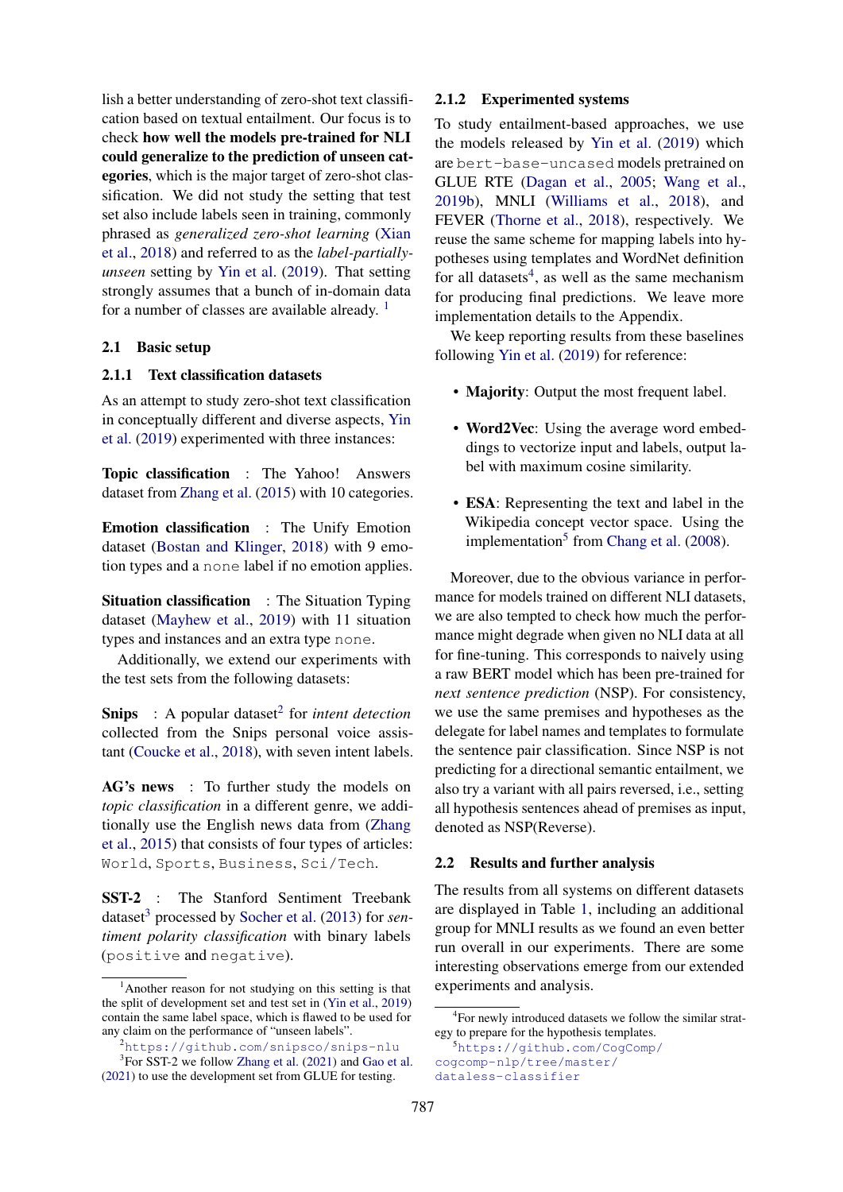lish a better understanding of zero-shot text classification based on textual entailment. Our focus is to check **how well the models pre-trained for NLI could generalize to the prediction of unseen categories**, which is the major target of zero-shot classification. We did not study the setting that test set also include labels seen in training, commonly phrased as *generalized zero-shot learning* (Xian et al., 2018) and referred to as the *label-partially-unseen* setting by Yin et al. (2019). That setting strongly assumes that a bunch of in-domain data for a number of classes are available already. [1]

## 2.1 Basic setup

### 2.1.1 Text classification datasets

As an attempt to study zero-shot text classification in conceptually different and diverse aspects, Yin et al. (2019) experimented with three instances:

**Topic classification** : The Yahoo! Answers dataset from Zhang et al. (2015) with 10 categories.

**Emotion classification** : The Unify Emotion dataset (Bostan and Klinger, 2018) with 9 emotion types and a `none` label if no emotion applies.

**Situation classification** : The Situation Typing dataset (Mayhew et al., 2019) with 11 situation types and instances and an extra type `none`.

Additionally, we extend our experiments with the test sets from the following datasets:

**Snips** : A popular dataset[2] for *intent detection* collected from the Snips personal voice assistant (Coucke et al., 2018), with seven intent labels.

**AG's news** : To further study the models on *topic classification* in a different genre, we additionally use the English news data from (Zhang et al., 2015) that consists of four types of articles: `World`, `Sports`, `Business`, `Sci/Tech`.

**SST-2** : The Stanford Sentiment Treebank dataset[3] processed by Socher et al. (2013) for *sentiment polarity classification* with binary labels (`positive` and `negative`).

[1] Another reason for not studying on this setting is that the split of development set and test set in (Yin et al., 2019) contain the same label space, which is flawed to be used for any claim on the performance of "unseen labels".

[2] `https://github.com/snipsco/snips-nlu`

[3] For SST-2 we follow Zhang et al. (2021) and Gao et al. (2021) to use the development set from GLUE for testing.

### 2.1.2 Experimented systems

To study entailment-based approaches, we use the models released by Yin et al. (2019) which are `bert-base-uncased` models pretrained on GLUE RTE (Dagan et al., 2005; Wang et al., 2019b), MNLI (Williams et al., 2018), and FEVER (Thorne et al., 2018), respectively. We reuse the same scheme for mapping labels into hypotheses using templates and WordNet definition for all datasets[4], as well as the same mechanism for producing final predictions. We leave more implementation details to the Appendix.

We keep reporting results from these baselines following Yin et al. (2019) for reference:

- **Majority**: Output the most frequent label.
- **Word2Vec**: Using the average word embeddings to vectorize input and labels, output label with maximum cosine similarity.
- **ESA**: Representing the text and label in the Wikipedia concept vector space. Using the implementation[5] from Chang et al. (2008).

Moreover, due to the obvious variance in performance for models trained on different NLI datasets, we are also tempted to check how much the performance might degrade when given no NLI data at all for fine-tuning. This corresponds to naively using a raw BERT model which has been pre-trained for *next sentence prediction* (NSP). For consistency, we use the same premises and hypotheses as the delegate for label names and templates to formulate the sentence pair classification. Since NSP is not predicting for a directional semantic entailment, we also try a variant with all pairs reversed, i.e., setting all hypothesis sentences ahead of premises as input, denoted as NSP(Reverse).

## 2.2 Results and further analysis

The results from all systems on different datasets are displayed in Table 1, including an additional group for MNLI results as we found an even better run overall in our experiments. There are some interesting observations emerge from our extended experiments and analysis.

[4] For newly introduced datasets we follow the similar strategy to prepare for the hypothesis templates.

[5] `https://github.com/CogComp/cogcomp-nlp/tree/master/dataless-classifier`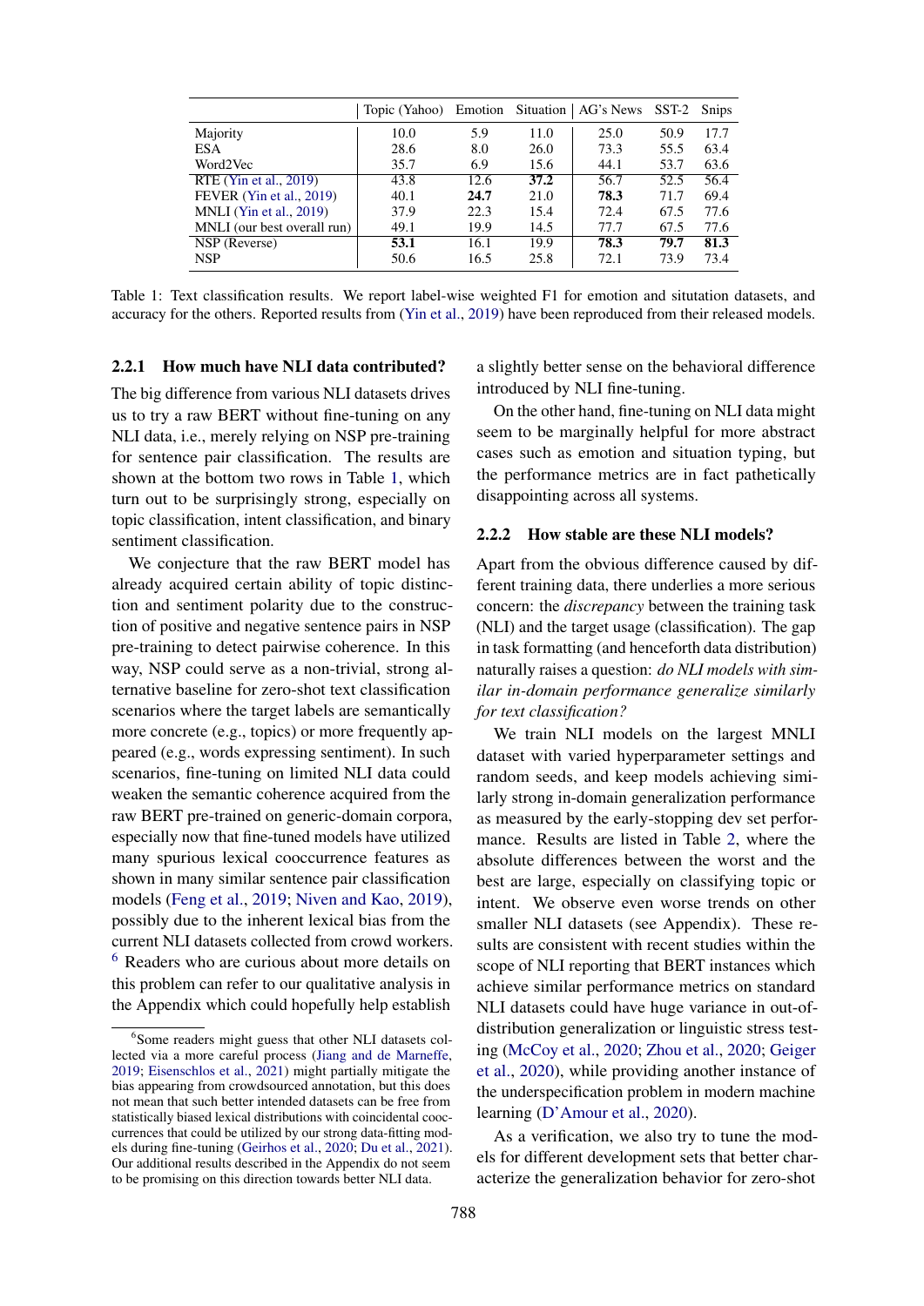|  | Topic (Yahoo) | Emotion | Situation | AG's News | SST-2 | Snips |
|---|---|---|---|---|---|---|
| Majority | 10.0 | 5.9 | 11.0 | 25.0 | 50.9 | 17.7 |
| ESA | 28.6 | 8.0 | 26.0 | 73.3 | 55.5 | 63.4 |
| Word2Vec | 35.7 | 6.9 | 15.6 | 44.1 | 53.7 | 63.6 |
| RTE (Yin et al., 2019) | 43.8 | 12.6 | **37.2** | 56.7 | 52.5 | 56.4 |
| FEVER (Yin et al., 2019) | 40.1 | **24.7** | 21.0 | **78.3** | 71.7 | 69.4 |
| MNLI (Yin et al., 2019) | 37.9 | 22.3 | 15.4 | 72.4 | 67.5 | 77.6 |
| MNLI (our best overall run) | 49.1 | 19.9 | 14.5 | 77.7 | 67.5 | 77.6 |
| NSP (Reverse) | **53.1** | 16.1 | 19.9 | **78.3** | **79.7** | **81.3** |
| NSP | 50.6 | 16.5 | 25.8 | 72.1 | 73.9 | 73.4 |

Table 1: Text classification results. We report label-wise weighted F1 for emotion and sitution datasets, and accuracy for the others. Reported results from (Yin et al., 2019) have been reproduced from their released models.

#### 2.2.1 How much have NLI data contributed?

The big difference from various NLI datasets drives us to try a raw BERT without fine-tuning on any NLI data, i.e., merely relying on NSP pre-training for sentence pair classification. The results are shown at the bottom two rows in Table 1, which turn out to be surprisingly strong, especially on topic classification, intent classification, and binary sentiment classification.

We conjecture that the raw BERT model has already acquired certain ability of topic distinction and sentiment polarity due to the construction of positive and negative sentence pairs in NSP pre-training to detect pairwise coherence. In this way, NSP could serve as a non-trivial, strong alternative baseline for zero-shot text classification scenarios where the target labels are semantically more concrete (e.g., topics) or more frequently appeared (e.g., words expressing sentiment). In such scenarios, fine-tuning on limited NLI data could weaken the semantic coherence acquired from the raw BERT pre-trained on generic-domain corpora, especially now that fine-tuned models have utilized many spurious lexical cooccurrence features as shown in many similar sentence pair classification models (Feng et al., 2019; Niven and Kao, 2019), possibly due to the inherent lexical bias from the current NLI datasets collected from crowd workers.[6] Readers who are curious about more details on this problem can refer to our qualitative analysis in the Appendix which could hopefully help establish a slightly better sense on the behavioral difference introduced by NLI fine-tuning.

On the other hand, fine-tuning on NLI data might seem to be marginally helpful for more abstract cases such as emotion and situation typing, but the performance metrics are in fact pathetically disappointing across all systems.

#### 2.2.2 How stable are these NLI models?

Apart from the obvious difference caused by different training data, there underlies a more serious concern: the *discrepancy* between the training task (NLI) and the target usage (classification). The gap in task formatting (and henceforth data distribution) naturally raises a question: *do NLI models with similar in-domain performance generalize similarly for text classification?*

We train NLI models on the largest MNLI dataset with varied hyperparameter settings and random seeds, and keep models achieving similarly strong in-domain generalization performance as measured by the early-stopping dev set performance. Results are listed in Table 2, where the absolute differences between the worst and the best are large, especially on classifying topic or intent. We observe even worse trends on other smaller NLI datasets (see Appendix). These results are consistent with recent studies within the scope of NLI reporting that BERT instances which achieve similar performance metrics on standard NLI datasets could have huge variance in out-of-distribution generalization or linguistic stress testing (McCoy et al., 2020; Zhou et al., 2020; Geiger et al., 2020), while providing another instance of the underspecification problem in modern machine learning (D'Amour et al., 2020).

As a verification, we also try to tune the models for different development sets that better characterize the generalization behavior for zero-shot

[6] Some readers might guess that other NLI datasets collected via a more careful process (Jiang and de Marneffe, 2019; Eisenschlos et al., 2021) might partially mitigate the bias appearing from crowdsourced annotation, but this does not mean that such better intended datasets can be free from statistically biased lexical distributions with coincidental cooccurrences that could be utilized by our strong data-fitting models during fine-tuning (Geirhos et al., 2020; Du et al., 2021). Our additional results described in the Appendix do not seem to be promising on this direction towards better NLI data.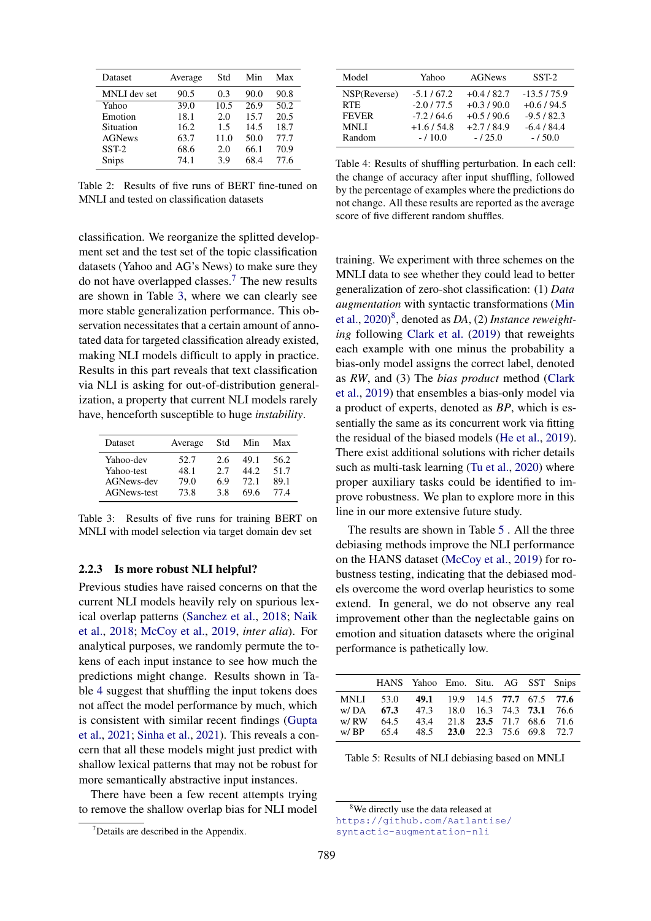| Dataset | Average | Std | Min | Max |
|---|---|---|---|---|
| MNLI dev set | 90.5 | 0.3 | 90.0 | 90.8 |
| Yahoo | 39.0 | 10.5 | 26.9 | 50.2 |
| Emotion | 18.1 | 2.0 | 15.7 | 20.5 |
| Situation | 16.2 | 1.5 | 14.5 | 18.7 |
| AGNews | 63.7 | 11.0 | 50.0 | 77.7 |
| SST-2 | 68.6 | 2.0 | 66.1 | 70.9 |
| Snips | 74.1 | 3.9 | 68.4 | 77.6 |

Table 2: Results of five runs of BERT fine-tuned on MNLI and tested on classification datasets

classification. We reorganize the splitted development set and the test set of the topic classification datasets (Yahoo and AG's News) to make sure they do not have overlapped classes.[7] The new results are shown in Table 3, where we can clearly see more stable generalization performance. This observation necessitates that a certain amount of annotated data for targeted classification already existed, making NLI models difficult to apply in practice. Results in this part reveals that text classification via NLI is asking for out-of-distribution generalization, a property that current NLI models rarely have, henceforth susceptible to huge *instability*.

| Dataset | Average | Std | Min | Max |
|---|---|---|---|---|
| Yahoo-dev | 52.7 | 2.6 | 49.1 | 56.2 |
| Yahoo-test | 48.1 | 2.7 | 44.2 | 51.7 |
| AGNews-dev | 79.0 | 6.9 | 72.1 | 89.1 |
| AGNews-test | 73.8 | 3.8 | 69.6 | 77.4 |

Table 3: Results of five runs for training BERT on MNLI with model selection via target domain dev set

### 2.2.3 Is more robust NLI helpful?

Previous studies have raised concerns on that the current NLI models heavily rely on spurious lexical overlap patterns (Sanchez et al., 2018; Naik et al., 2018; McCoy et al., 2019, *inter alia*). For analytical purposes, we randomly permute the tokens of each input instance to see how much the predictions might change. Results shown in Table 4 suggest that shuffling the input tokens does not affect the model performance by much, which is consistent with similar recent findings (Gupta et al., 2021; Sinha et al., 2021). This reveals a concern that all these models might just predict with shallow lexical patterns that may not be robust for more semantically abstractive input instances.

There have been a few recent attempts trying to remove the shallow overlap bias for NLI model training. We experiment with three schemes on the MNLI data to see whether they could lead to better generalization of zero-shot classification: (1) *Data augmentation* with syntactic transformations (Min et al., 2020)[8], denoted as *DA*, (2) *Instance reweighting* following Clark et al. (2019) that reweights each example with one minus the probability a bias-only model assigns the correct label, denoted as *RW*, and (3) The *bias product* method (Clark et al., 2019) that ensembles a bias-only model via a product of experts, denoted as *BP*, which is essentially the same as its concurrent work via fitting the residual of the biased models (He et al., 2019). There exist additional solutions with richer details such as multi-task learning (Tu et al., 2020) where proper auxiliary tasks could be identified to improve robustness. We plan to explore more in this line in our more extensive future study.

| Model | Yahoo | AGNews | SST-2 |
|---|---|---|---|
| NSP(Reverse) | -5.1 / 67.2 | +0.4 / 82.7 | -13.5 / 75.9 |
| RTE | -2.0 / 77.5 | +0.3 / 90.0 | +0.6 / 94.5 |
| FEVER | -7.2 / 64.6 | +0.5 / 90.6 | -9.5 / 82.3 |
| MNLI | +1.6 / 54.8 | +2.7 / 84.9 | -6.4 / 84.4 |
| Random | - / 10.0 | - / 25.0 | - / 50.0 |

Table 4: Results of shuffling perturbation. In each cell: the change of accuracy after input shuffling, followed by the percentage of examples where the predictions do not change. All these results are reported as the average score of five different random shuffles.

The results are shown in Table 5 . All the three debiasing methods improve the NLI performance on the HANS dataset (McCoy et al., 2019) for robustness testing, indicating that the debiased models overcome the word overlap heuristics to some extend. In general, we do not observe any real improvement other than the neglectable gains on emotion and situation datasets where the original performance is pathetically low.

| | HANS | Yahoo | Emo. | Situ. | AG | SST | Snips |
|---|---|---|---|---|---|---|---|
| MNLI | 53.0 | **49.1** | 19.9 | 14.5 | **77.7** | 67.5 | **77.6** |
| w/ DA | **67.3** | 47.3 | 18.0 | 16.3 | 74.3 | **73.1** | 76.6 |
| w/ RW | 64.5 | 43.4 | 21.8 | **23.5** | 71.7 | 68.6 | 71.6 |
| w/ BP | 65.4 | 48.5 | **23.0** | 22.3 | 75.6 | 69.8 | 72.7 |

Table 5: Results of NLI debiasing based on MNLI

[7] Details are described in the Appendix.

[8] We directly use the data released at https://github.com/Aatlantise/syntactic-augmentation-nli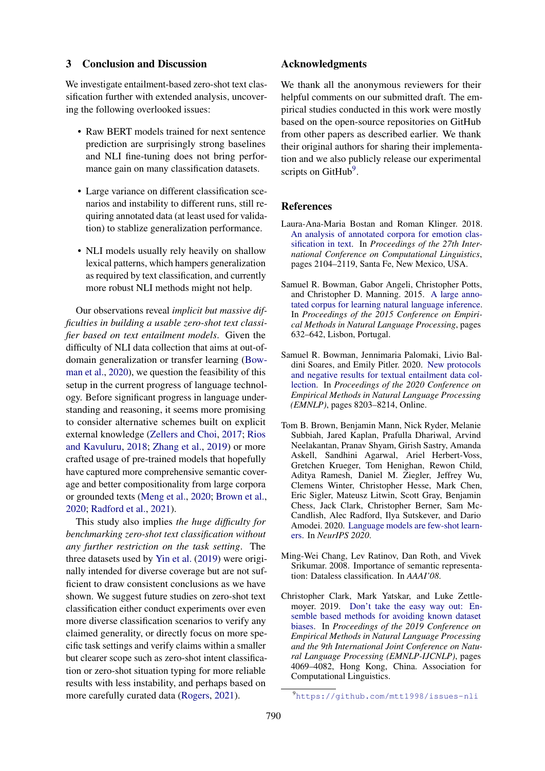## 3 Conclusion and Discussion

We investigate entailment-based zero-shot text classification further with extended analysis, uncovering the following overlooked issues:

- Raw BERT models trained for next sentence prediction are surprisingly strong baselines and NLI fine-tuning does not bring performance gain on many classification datasets.
- Large variance on different classification scenarios and instability to different runs, still requiring annotated data (at least used for validation) to stablize generalization performance.
- NLI models usually rely heavily on shallow lexical patterns, which hampers generalization as required by text classification, and currently more robust NLI methods might not help.

Our observations reveal *implicit but massive difficulties in building a usable zero-shot text classifier based on text entailment models*. Given the difficulty of NLI data collection that aims at out-of-domain generalization or transfer learning (Bowman et al., 2020), we question the feasibility of this setup in the current progress of language technology. Before significant progress in language understanding and reasoning, it seems more promising to consider alternative schemes built on explicit external knowledge (Zellers and Choi, 2017; Rios and Kavuluru, 2018; Zhang et al., 2019) or more crafted usage of pre-trained models that hopefully have captured more comprehensive semantic coverage and better compositionality from large corpora or grounded texts (Meng et al., 2020; Brown et al., 2020; Radford et al., 2021).

This study also implies *the huge difficulty for benchmarking zero-shot text classification without any further restriction on the task setting*. The three datasets used by Yin et al. (2019) were originally intended for diverse coverage but are not sufficient to draw consistent conclusions as we have shown. We suggest future studies on zero-shot text classification either conduct experiments over even more diverse classification scenarios to verify any claimed generality, or directly focus on more specific task settings and verify claims within a smaller but clearer scope such as zero-shot intent classification or zero-shot situation typing for more reliable results with less instability, and perhaps based on more carefully curated data (Rogers, 2021).

## Acknowledgments

We thank all the anonymous reviewers for their helpful comments on our submitted draft. The empirical studies conducted in this work were mostly based on the open-source repositories on GitHub from other papers as described earlier. We thank their original authors for sharing their implementation and we also publicly release our experimental scripts on GitHub[9].

## References

Laura-Ana-Maria Bostan and Roman Klinger. 2018. An analysis of annotated corpora for emotion classification in text. In *Proceedings of the 27th International Conference on Computational Linguistics*, pages 2104–2119, Santa Fe, New Mexico, USA.

Samuel R. Bowman, Gabor Angeli, Christopher Potts, and Christopher D. Manning. 2015. A large annotated corpus for learning natural language inference. In *Proceedings of the 2015 Conference on Empirical Methods in Natural Language Processing*, pages 632–642, Lisbon, Portugal.

Samuel R. Bowman, Jennimaria Palomaki, Livio Baldini Soares, and Emily Pitler. 2020. New protocols and negative results for textual entailment data collection. In *Proceedings of the 2020 Conference on Empirical Methods in Natural Language Processing (EMNLP)*, pages 8203–8214, Online.

Tom B. Brown, Benjamin Mann, Nick Ryder, Melanie Subbiah, Jared Kaplan, Prafulla Dhariwal, Arvind Neelakantan, Pranav Shyam, Girish Sastry, Amanda Askell, Sandhini Agarwal, Ariel Herbert-Voss, Gretchen Krueger, Tom Henighan, Rewon Child, Aditya Ramesh, Daniel M. Ziegler, Jeffrey Wu, Clemens Winter, Christopher Hesse, Mark Chen, Eric Sigler, Mateusz Litwin, Scott Gray, Benjamin Chess, Jack Clark, Christopher Berner, Sam McCandlish, Alec Radford, Ilya Sutskever, and Dario Amodei. 2020. Language models are few-shot learners. In *NeurIPS 2020*.

Ming-Wei Chang, Lev Ratinov, Dan Roth, and Vivek Srikumar. 2008. Importance of semantic representation: Dataless classification. In *AAAI'08*.

Christopher Clark, Mark Yatskar, and Luke Zettlemoyer. 2019. Don't take the easy way out: Ensemble based methods for avoiding known dataset biases. In *Proceedings of the 2019 Conference on Empirical Methods in Natural Language Processing and the 9th International Joint Conference on Natural Language Processing (EMNLP-IJCNLP)*, pages 4069–4082, Hong Kong, China. Association for Computational Linguistics.

[9] https://github.com/mtt1998/issues-nli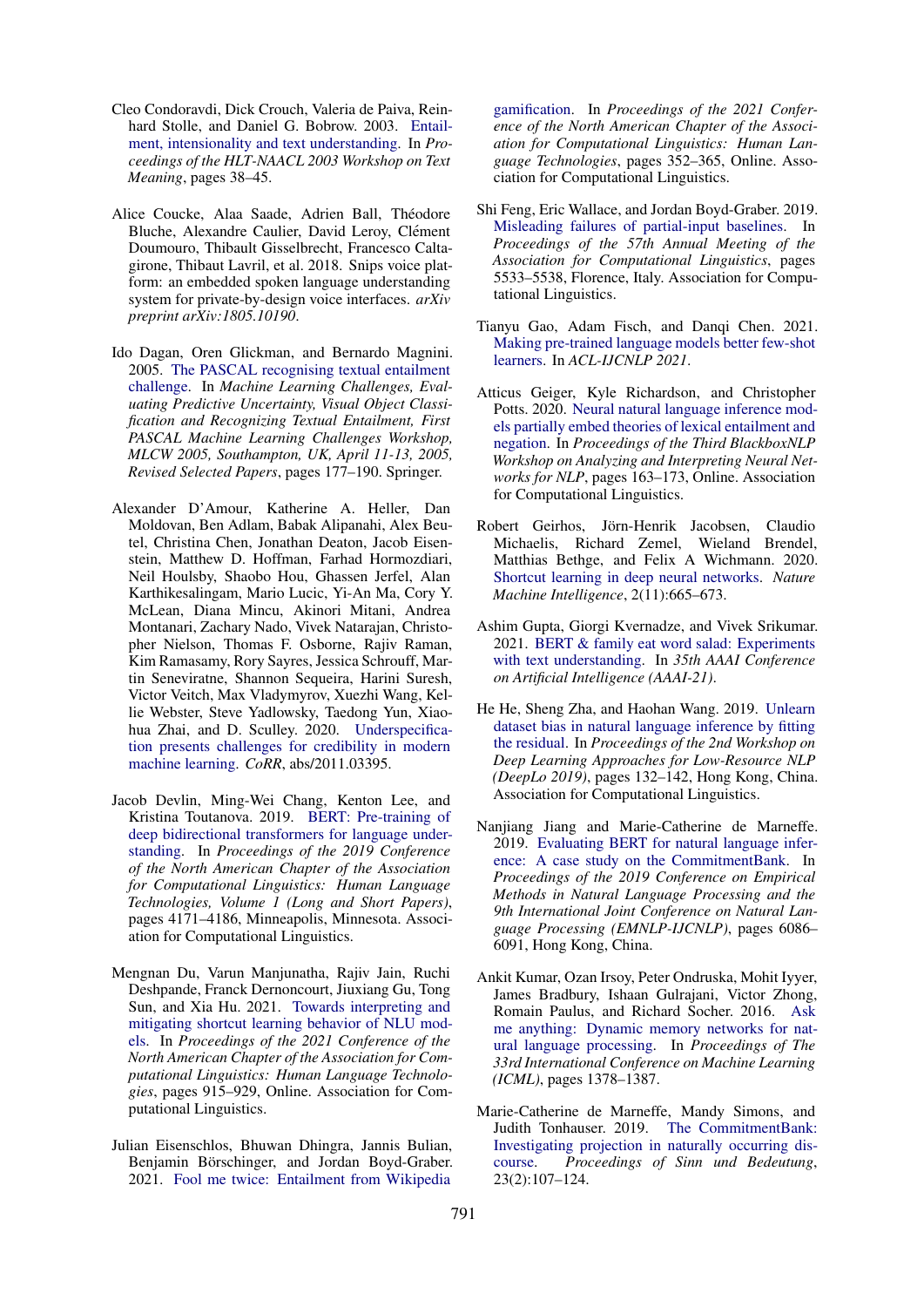Cleo Condoravdi, Dick Crouch, Valeria de Paiva, Reinhard Stolle, and Daniel G. Bobrow. 2003. Entailment, intensionality and text understanding. In *Proceedings of the HLT-NAACL 2003 Workshop on Text Meaning*, pages 38–45.

Alice Coucke, Alaa Saade, Adrien Ball, Théodore Bluche, Alexandre Caulier, David Leroy, Clément Doumouro, Thibault Gisselbrecht, Francesco Caltagirone, Thibaut Lavril, et al. 2018. Snips voice platform: an embedded spoken language understanding system for private-by-design voice interfaces. *arXiv preprint arXiv:1805.10190*.

Ido Dagan, Oren Glickman, and Bernardo Magnini. 2005. The PASCAL recognising textual entailment challenge. In *Machine Learning Challenges, Evaluating Predictive Uncertainty, Visual Object Classification and Recognizing Textual Entailment, First PASCAL Machine Learning Challenges Workshop, MLCW 2005, Southampton, UK, April 11-13, 2005, Revised Selected Papers*, pages 177–190. Springer.

Alexander D'Amour, Katherine A. Heller, Dan Moldovan, Ben Adlam, Babak Alipanahi, Alex Beutel, Christina Chen, Jonathan Deaton, Jacob Eisenstein, Matthew D. Hoffman, Farhad Hormozdiari, Neil Houlsby, Shaobo Hou, Ghassen Jerfel, Alan Karthikesalingam, Mario Lucic, Yi-An Ma, Cory Y. McLean, Diana Mincu, Akinori Mitani, Andrea Montanari, Zachary Nado, Vivek Natarajan, Christopher Nielson, Thomas F. Osborne, Rajiv Raman, Kim Ramasamy, Rory Sayres, Jessica Schrouff, Martin Seneviratne, Shannon Sequeira, Harini Suresh, Victor Veitch, Max Vladymyrov, Xuezhi Wang, Kellie Webster, Steve Yadlowsky, Taedong Yun, Xiaohua Zhai, and D. Sculley. 2020. Underspecification presents challenges for credibility in modern machine learning. *CoRR*, abs/2011.03395.

Jacob Devlin, Ming-Wei Chang, Kenton Lee, and Kristina Toutanova. 2019. BERT: Pre-training of deep bidirectional transformers for language understanding. In *Proceedings of the 2019 Conference of the North American Chapter of the Association for Computational Linguistics: Human Language Technologies, Volume 1 (Long and Short Papers)*, pages 4171–4186, Minneapolis, Minnesota. Association for Computational Linguistics.

Mengnan Du, Varun Manjunatha, Rajiv Jain, Ruchi Deshpande, Franck Dernoncourt, Jiuxiang Gu, Tong Sun, and Xia Hu. 2021. Towards interpreting and mitigating shortcut learning behavior of NLU models. In *Proceedings of the 2021 Conference of the North American Chapter of the Association for Computational Linguistics: Human Language Technologies*, pages 915–929, Online. Association for Computational Linguistics.

Julian Eisenschlos, Bhuwan Dhingra, Jannis Bulian, Benjamin Börschinger, and Jordan Boyd-Graber. 2021. Fool me twice: Entailment from Wikipedia gamification. In *Proceedings of the 2021 Conference of the North American Chapter of the Association for Computational Linguistics: Human Language Technologies*, pages 352–365, Online. Association for Computational Linguistics.

Shi Feng, Eric Wallace, and Jordan Boyd-Graber. 2019. Misleading failures of partial-input baselines. In *Proceedings of the 57th Annual Meeting of the Association for Computational Linguistics*, pages 5533–5538, Florence, Italy. Association for Computational Linguistics.

Tianyu Gao, Adam Fisch, and Danqi Chen. 2021. Making pre-trained language models better few-shot learners. In *ACL-IJCNLP 2021*.

Atticus Geiger, Kyle Richardson, and Christopher Potts. 2020. Neural natural language inference models partially embed theories of lexical entailment and negation. In *Proceedings of the Third BlackboxNLP Workshop on Analyzing and Interpreting Neural Networks for NLP*, pages 163–173, Online. Association for Computational Linguistics.

Robert Geirhos, Jörn-Henrik Jacobsen, Claudio Michaelis, Richard Zemel, Wieland Brendel, Matthias Bethge, and Felix A Wichmann. 2020. Shortcut learning in deep neural networks. *Nature Machine Intelligence*, 2(11):665–673.

Ashim Gupta, Giorgi Kvernadze, and Vivek Srikumar. 2021. BERT & family eat word salad: Experiments with text understanding. In *35th AAAI Conference on Artificial Intelligence (AAAI-21)*.

He He, Sheng Zha, and Haohan Wang. 2019. Unlearn dataset bias in natural language inference by fitting the residual. In *Proceedings of the 2nd Workshop on Deep Learning Approaches for Low-Resource NLP (DeepLo 2019)*, pages 132–142, Hong Kong, China. Association for Computational Linguistics.

Nanjiang Jiang and Marie-Catherine de Marneffe. 2019. Evaluating BERT for natural language inference: A case study on the CommitmentBank. In *Proceedings of the 2019 Conference on Empirical Methods in Natural Language Processing and the 9th International Joint Conference on Natural Language Processing (EMNLP-IJCNLP)*, pages 6086–6091, Hong Kong, China.

Ankit Kumar, Ozan Irsoy, Peter Ondruska, Mohit Iyyer, James Bradbury, Ishaan Gulrajani, Victor Zhong, Romain Paulus, and Richard Socher. 2016. Ask me anything: Dynamic memory networks for natural language processing. In *Proceedings of The 33rd International Conference on Machine Learning (ICML)*, pages 1378–1387.

Marie-Catherine de Marneffe, Mandy Simons, and Judith Tonhauser. 2019. The CommitmentBank: Investigating projection in naturally occurring discourse. *Proceedings of Sinn und Bedeutung*, 23(2):107–124.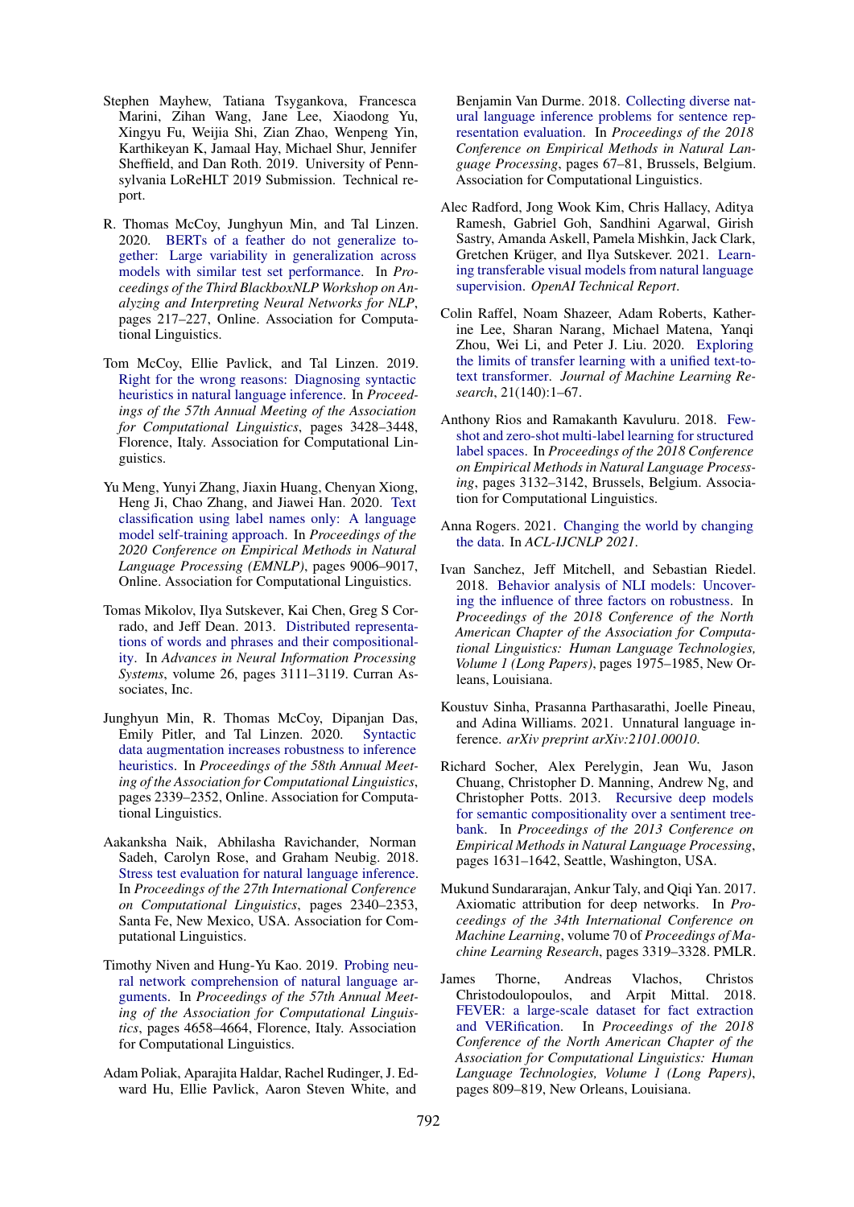Stephen Mayhew, Tatiana Tsygankova, Francesca Marini, Zihan Wang, Jane Lee, Xiaodong Yu, Xingyu Fu, Weijia Shi, Zian Zhao, Wenpeng Yin, Karthikeyan K, Jamaal Hay, Michael Shur, Jennifer Sheffield, and Dan Roth. 2019. University of Pennsylvania LoReHLT 2019 Submission. Technical report.

R. Thomas McCoy, Junghyun Min, and Tal Linzen. 2020. BERTs of a feather do not generalize together: Large variability in generalization across models with similar test set performance. In *Proceedings of the Third BlackboxNLP Workshop on Analyzing and Interpreting Neural Networks for NLP*, pages 217–227, Online. Association for Computational Linguistics.

Tom McCoy, Ellie Pavlick, and Tal Linzen. 2019. Right for the wrong reasons: Diagnosing syntactic heuristics in natural language inference. In *Proceedings of the 57th Annual Meeting of the Association for Computational Linguistics*, pages 3428–3448, Florence, Italy. Association for Computational Linguistics.

Yu Meng, Yunyi Zhang, Jiaxin Huang, Chenyan Xiong, Heng Ji, Chao Zhang, and Jiawei Han. 2020. Text classification using label names only: A language model self-training approach. In *Proceedings of the 2020 Conference on Empirical Methods in Natural Language Processing (EMNLP)*, pages 9006–9017, Online. Association for Computational Linguistics.

Tomas Mikolov, Ilya Sutskever, Kai Chen, Greg S Corrado, and Jeff Dean. 2013. Distributed representations of words and phrases and their compositionality. In *Advances in Neural Information Processing Systems*, volume 26, pages 3111–3119. Curran Associates, Inc.

Junghyun Min, R. Thomas McCoy, Dipanjan Das, Emily Pitler, and Tal Linzen. 2020. Syntactic data augmentation increases robustness to inference heuristics. In *Proceedings of the 58th Annual Meeting of the Association for Computational Linguistics*, pages 2339–2352, Online. Association for Computational Linguistics.

Aakanksha Naik, Abhilasha Ravichander, Norman Sadeh, Carolyn Rose, and Graham Neubig. 2018. Stress test evaluation for natural language inference. In *Proceedings of the 27th International Conference on Computational Linguistics*, pages 2340–2353, Santa Fe, New Mexico, USA. Association for Computational Linguistics.

Timothy Niven and Hung-Yu Kao. 2019. Probing neural network comprehension of natural language arguments. In *Proceedings of the 57th Annual Meeting of the Association for Computational Linguistics*, pages 4658–4664, Florence, Italy. Association for Computational Linguistics.

Adam Poliak, Aparajita Haldar, Rachel Rudinger, J. Edward Hu, Ellie Pavlick, Aaron Steven White, and Benjamin Van Durme. 2018. Collecting diverse natural language inference problems for sentence representation evaluation. In *Proceedings of the 2018 Conference on Empirical Methods in Natural Language Processing*, pages 67–81, Brussels, Belgium. Association for Computational Linguistics.

Alec Radford, Jong Wook Kim, Chris Hallacy, Aditya Ramesh, Gabriel Goh, Sandhini Agarwal, Girish Sastry, Amanda Askell, Pamela Mishkin, Jack Clark, Gretchen Krüger, and Ilya Sutskever. 2021. Learning transferable visual models from natural language supervision. *OpenAI Technical Report*.

Colin Raffel, Noam Shazeer, Adam Roberts, Katherine Lee, Sharan Narang, Michael Matena, Yanqi Zhou, Wei Li, and Peter J. Liu. 2020. Exploring the limits of transfer learning with a unified text-to-text transformer. *Journal of Machine Learning Research*, 21(140):1–67.

Anthony Rios and Ramakanth Kavuluru. 2018. Few-shot and zero-shot multi-label learning for structured label spaces. In *Proceedings of the 2018 Conference on Empirical Methods in Natural Language Processing*, pages 3132–3142, Brussels, Belgium. Association for Computational Linguistics.

Anna Rogers. 2021. Changing the world by changing the data. In *ACL-IJCNLP 2021*.

Ivan Sanchez, Jeff Mitchell, and Sebastian Riedel. 2018. Behavior analysis of NLI models: Uncovering the influence of three factors on robustness. In *Proceedings of the 2018 Conference of the North American Chapter of the Association for Computational Linguistics: Human Language Technologies, Volume 1 (Long Papers)*, pages 1975–1985, New Orleans, Louisiana.

Koustuv Sinha, Prasanna Parthasarathi, Joelle Pineau, and Adina Williams. 2021. Unnatural language inference. *arXiv preprint arXiv:2101.00010*.

Richard Socher, Alex Perelygin, Jean Wu, Jason Chuang, Christopher D. Manning, Andrew Ng, and Christopher Potts. 2013. Recursive deep models for semantic compositionality over a sentiment treebank. In *Proceedings of the 2013 Conference on Empirical Methods in Natural Language Processing*, pages 1631–1642, Seattle, Washington, USA.

Mukund Sundararajan, Ankur Taly, and Qiqi Yan. 2017. Axiomatic attribution for deep networks. In *Proceedings of the 34th International Conference on Machine Learning*, volume 70 of *Proceedings of Machine Learning Research*, pages 3319–3328. PMLR.

James Thorne, Andreas Vlachos, Christos Christodoulopoulos, and Arpit Mittal. 2018. FEVER: a large-scale dataset for fact extraction and VERification. In *Proceedings of the 2018 Conference of the North American Chapter of the Association for Computational Linguistics: Human Language Technologies, Volume 1 (Long Papers)*, pages 809–819, New Orleans, Louisiana.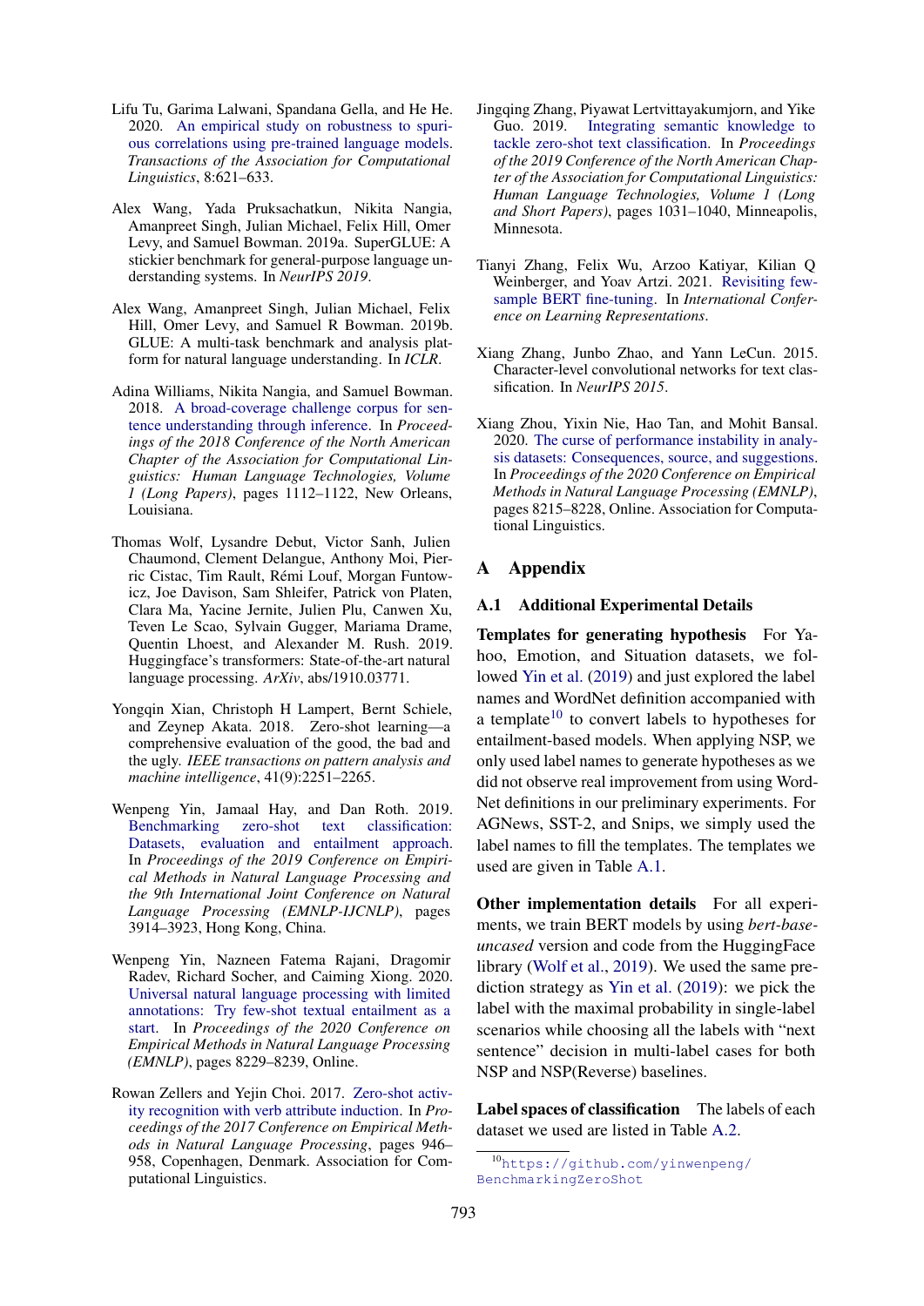Lifu Tu, Garima Lalwani, Spandana Gella, and He He. 2020. An empirical study on robustness to spurious correlations using pre-trained language models. *Transactions of the Association for Computational Linguistics*, 8:621–633.

Alex Wang, Yada Pruksachatkun, Nikita Nangia, Amanpreet Singh, Julian Michael, Felix Hill, Omer Levy, and Samuel Bowman. 2019a. SuperGLUE: A stickier benchmark for general-purpose language understanding systems. In *NeurIPS 2019*.

Alex Wang, Amanpreet Singh, Julian Michael, Felix Hill, Omer Levy, and Samuel R Bowman. 2019b. GLUE: A multi-task benchmark and analysis platform for natural language understanding. In *ICLR*.

Adina Williams, Nikita Nangia, and Samuel Bowman. 2018. A broad-coverage challenge corpus for sentence understanding through inference. In *Proceedings of the 2018 Conference of the North American Chapter of the Association for Computational Linguistics: Human Language Technologies, Volume 1 (Long Papers)*, pages 1112–1122, New Orleans, Louisiana.

Thomas Wolf, Lysandre Debut, Victor Sanh, Julien Chaumond, Clement Delangue, Anthony Moi, Pierric Cistac, Tim Rault, Rémi Louf, Morgan Funtowicz, Joe Davison, Sam Shleifer, Patrick von Platen, Clara Ma, Yacine Jernite, Julien Plu, Canwen Xu, Teven Le Scao, Sylvain Gugger, Mariama Drame, Quentin Lhoest, and Alexander M. Rush. 2019. Huggingface's transformers: State-of-the-art natural language processing. *ArXiv*, abs/1910.03771.

Yongqin Xian, Christoph H Lampert, Bernt Schiele, and Zeynep Akata. 2018. Zero-shot learning—a comprehensive evaluation of the good, the bad and the ugly. *IEEE transactions on pattern analysis and machine intelligence*, 41(9):2251–2265.

Wenpeng Yin, Jamaal Hay, and Dan Roth. 2019. Benchmarking zero-shot text classification: Datasets, evaluation and entailment approach. In *Proceedings of the 2019 Conference on Empirical Methods in Natural Language Processing and the 9th International Joint Conference on Natural Language Processing (EMNLP-IJCNLP)*, pages 3914–3923, Hong Kong, China.

Wenpeng Yin, Nazneen Fatema Rajani, Dragomir Radev, Richard Socher, and Caiming Xiong. 2020. Universal natural language processing with limited annotations: Try few-shot textual entailment as a start. In *Proceedings of the 2020 Conference on Empirical Methods in Natural Language Processing (EMNLP)*, pages 8229–8239, Online.

Rowan Zellers and Yejin Choi. 2017. Zero-shot activity recognition with verb attribute induction. In *Proceedings of the 2017 Conference on Empirical Methods in Natural Language Processing*, pages 946–958, Copenhagen, Denmark. Association for Computational Linguistics.

Jingqing Zhang, Piyawat Lertvittayakumjorn, and Yike Guo. 2019. Integrating semantic knowledge to tackle zero-shot text classification. In *Proceedings of the 2019 Conference of the North American Chapter of the Association for Computational Linguistics: Human Language Technologies, Volume 1 (Long and Short Papers)*, pages 1031–1040, Minneapolis, Minnesota.

Tianyi Zhang, Felix Wu, Arzoo Katiyar, Kilian Q Weinberger, and Yoav Artzi. 2021. Revisiting few-sample BERT fine-tuning. In *International Conference on Learning Representations*.

Xiang Zhang, Junbo Zhao, and Yann LeCun. 2015. Character-level convolutional networks for text classification. In *NeurIPS 2015*.

Xiang Zhou, Yixin Nie, Hao Tan, and Mohit Bansal. 2020. The curse of performance instability in analysis datasets: Consequences, source, and suggestions. In *Proceedings of the 2020 Conference on Empirical Methods in Natural Language Processing (EMNLP)*, pages 8215–8228, Online. Association for Computational Linguistics.

# A Appendix

## A.1 Additional Experimental Details

**Templates for generating hypothesis** For Yahoo, Emotion, and Situation datasets, we followed Yin et al. (2019) and just explored the label names and WordNet definition accompanied with a template[10] to convert labels to hypotheses for entailment-based models. When applying NSP, we only used label names to generate hypotheses as we did not observe real improvement from using WordNet definitions in our preliminary experiments. For AGNews, SST-2, and Snips, we simply used the label names to fill the templates. The templates we used are given in Table A.1.

**Other implementation details** For all experiments, we train BERT models by using *bert-base-uncased* version and code from the HuggingFace library (Wolf et al., 2019). We used the same prediction strategy as Yin et al. (2019): we pick the label with the maximal probability in single-label scenarios while choosing all the labels with "next sentence" decision in multi-label cases for both NSP and NSP(Reverse) baselines.

**Label spaces of classification** The labels of each dataset we used are listed in Table A.2.

[10] https://github.com/yinwenpeng/BenchmarkingZeroShot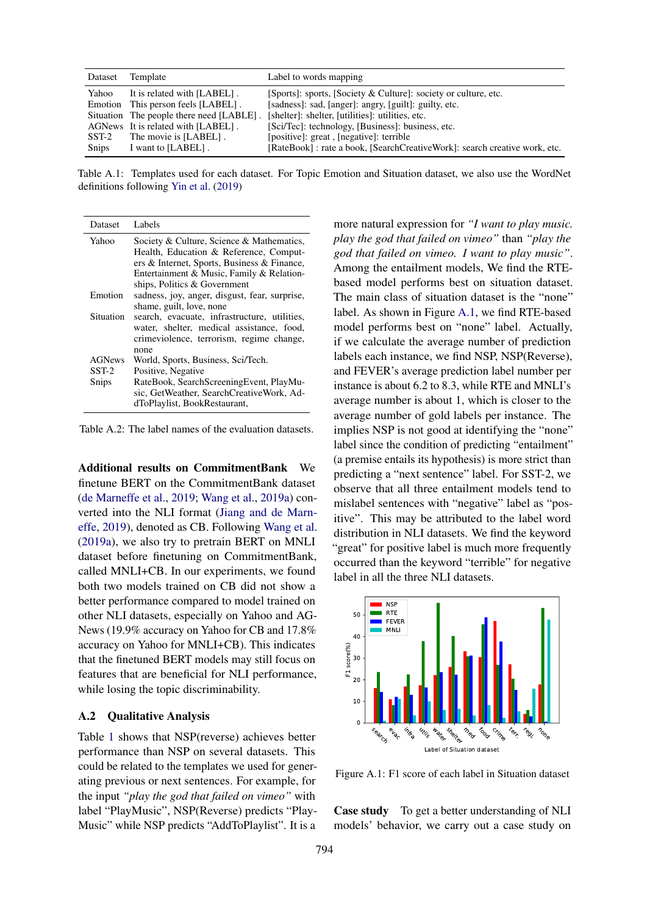| Dataset | Template | Label to words mapping |
|---|---|---|
| Yahoo | It is related with [LABEL] . | [Sports]: sports, [Society & Culture]: society or culture, etc. |
| Emotion | This person feels [LABEL] . | [sadness]: sad, [anger]: angry, [guilt]: guilty, etc. |
| Situation | The people there need [LABLE] . | [shelter]: shelter, [utilities]: utilities, etc. |
| AGNews | It is related with [LABEL] . | [Sci/Tec]: technology, [Business]: business, etc. |
| SST-2 | The movie is [LABEL] . | [positive]: great , [negative]: terrible |
| Snips | I want to [LABEL] . | [RateBook] : rate a book, [SearchCreativeWork]: search creative work, etc. |

Table A.1: Templates used for each dataset. For Topic Emotion and Situation dataset, we also use the WordNet definitions following Yin et al. (2019)

| Dataset | Labels |
|---|---|
| Yahoo | Society & Culture, Science & Mathematics, Health, Education & Reference, Computers & Internet, Sports, Business & Finance, Entertainment & Music, Family & Relationships, Politics & Government |
| Emotion | sadness, joy, anger, disgust, fear, surprise, shame, guilt, love, none |
| Situation | search, evacuate, infrastructure, utilities, water, shelter, medical assistance, food, crimeviolence, terrorism, regime change, none |
| AGNews | World, Sports, Business, Sci/Tech. |
| SST-2 | Positive, Negative |
| Snips | RateBook, SearchScreeningEvent, PlayMusic, GetWeather, SearchCreativeWork, AddToPlaylist, BookRestaurant, |

Table A.2: The label names of the evaluation datasets.

**Additional results on CommitmentBank** We finetune BERT on the CommitmentBank dataset (de Marneffe et al., 2019; Wang et al., 2019a) converted into the NLI format (Jiang and de Marneffe, 2019), denoted as CB. Following Wang et al. (2019a), we also try to pretrain BERT on MNLI dataset before finetuning on CommitmentBank, called MNLI+CB. In our experiments, we found both two models trained on CB did not show a better performance compared to model trained on other NLI datasets, especially on Yahoo and AGNews (19.9% accuracy on Yahoo for CB and 17.8% accuracy on Yahoo for MNLI+CB). This indicates that the finetuned BERT models may still focus on features that are beneficial for NLI performance, while losing the topic discriminability.

## A.2 Qualitative Analysis

Table 1 shows that NSP(reverse) achieves better performance than NSP on several datasets. This could be related to the templates we used for generating previous or next sentences. For example, for the input *"play the god that failed on vimeo"* with label "PlayMusic", NSP(Reverse) predicts "PlayMusic" while NSP predicts "AddToPlaylist". It is a more natural expression for *"I want to play music. play the god that failed on vimeo"* than *"play the god that failed on vimeo. I want to play music"*. Among the entailment models, We find the RTE-based model performs best on situation dataset. The main class of situation dataset is the "none" label. As shown in Figure A.1, we find RTE-based model performs best on "none" label. Actually, if we calculate the average number of prediction labels each instance, we find NSP, NSP(Reverse), and FEVER's average prediction label number per instance is about 6.2 to 8.3, while RTE and MNLI's average number is about 1, which is closer to the average number of gold labels per instance. The implies NSP is not good at identifying the "none" label since the condition of predicting "entailment" (a premise entails its hypothesis) is more strict than predicting a "next sentence" label. For SST-2, we observe that all three entailment models tend to mislabel sentences with "negative" label as "positive". This may be attributed to the label word distribution in NLI datasets. We find the keyword "great" for positive label is much more frequently occurred than the keyword "terrible" for negative label in all the three NLI datasets.

Figure A.1: F1 score of each label in Situation dataset

**Case study** To get a better understanding of NLI models' behavior, we carry out a case study on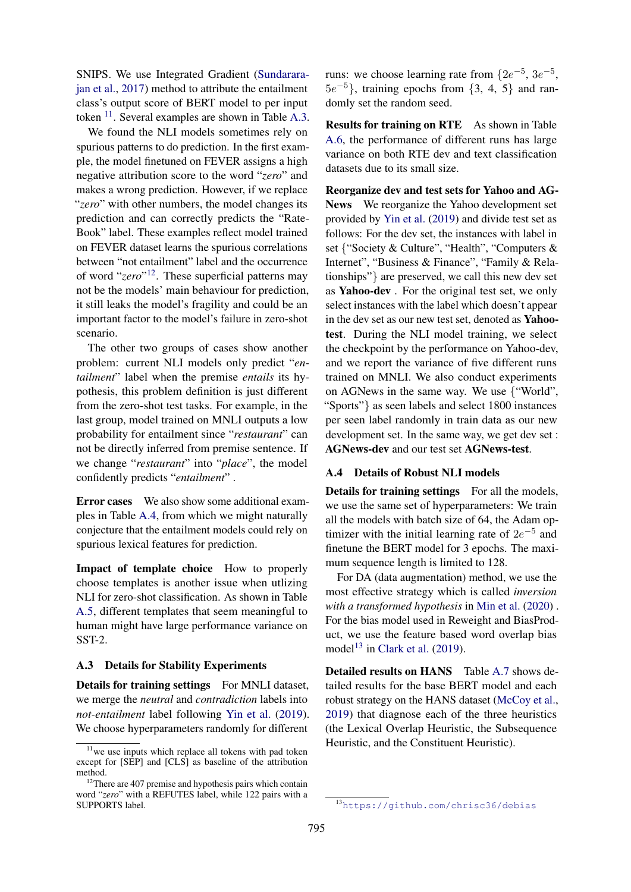SNIPS. We use Integrated Gradient (Sundararajan et al., 2017) method to attribute the entailment class's output score of BERT model to per input token [11]. Several examples are shown in Table A.3.

We found the NLI models sometimes rely on spurious patterns to do prediction. In the first example, the model finetuned on FEVER assigns a high negative attribution score to the word "*zero*" and makes a wrong prediction. However, if we replace "*zero*" with other numbers, the model changes its prediction and can correctly predicts the "RateBook" label. These examples reflect model trained on FEVER dataset learns the spurious correlations between "not entailment" label and the occurrence of word "*zero*"[12]. These superficial patterns may not be the models' main behaviour for prediction, it still leaks the model's fragility and could be an important factor to the model's failure in zero-shot scenario.

The other two groups of cases show another problem: current NLI models only predict "*entailment*" label when the premise *entails* its hypothesis, this problem definition is just different from the zero-shot test tasks. For example, in the last group, model trained on MNLI outputs a low probability for entailment since "*restaurant*" can not be directly inferred from premise sentence. If we change "*restaurant*" into "*place*", the model confidently predicts "*entailment*" .

**Error cases** We also show some additional examples in Table A.4, from which we might naturally conjecture that the entailment models could rely on spurious lexical features for prediction.

**Impact of template choice** How to properly choose templates is another issue when utlizing NLI for zero-shot classification. As shown in Table A.5, different templates that seem meaningful to human might have large performance variance on SST-2.

## A.3 Details for Stability Experiments

**Details for training settings** For MNLI dataset, we merge the *neutral* and *contradiction* labels into *not-entailment* label following Yin et al. (2019). We choose hyperparameters randomly for different runs: we choose learning rate from $\{2e^{-5}, 3e^{-5}, 5e^{-5}\}$, training epochs from $\{3, 4, 5\}$ and randomly set the random seed.

**Results for training on RTE** As shown in Table A.6, the performance of different runs has large variance on both RTE dev and text classification datasets due to its small size.

**Reorganize dev and test sets for Yahoo and AGNews** We reorganize the Yahoo development set provided by Yin et al. (2019) and divide test set as follows: For the dev set, the instances with label in set {"Society & Culture", "Health", "Computers & Internet", "Business & Finance", "Family & Relationships"} are preserved, we call this new dev set as **Yahoo-dev** . For the original test set, we only select instances with the label which doesn't appear in the dev set as our new test set, denoted as **Yahoo-test**. During the NLI model training, we select the checkpoint by the performance on Yahoo-dev, and we report the variance of five different runs trained on MNLI. We also conduct experiments on AGNews in the same way. We use {"World", "Sports"} as seen labels and select 1800 instances per seen label randomly in train data as our new development set. In the same way, we get dev set : **AGNews-dev** and our test set **AGNews-test**.

## A.4 Details of Robust NLI models

**Details for training settings** For all the models, we use the same set of hyperparameters: We train all the models with batch size of 64, the Adam optimizer with the initial learning rate of $2e^{-5}$ and finetune the BERT model for 3 epochs. The maximum sequence length is limited to 128.

For DA (data augmentation) method, we use the most effective strategy which is called *inversion with a transformed hypothesis* in Min et al. (2020) . For the bias model used in Reweight and BiasProduct, we use the feature based word overlap bias model[13] in Clark et al. (2019).

**Detailed results on HANS** Table A.7 shows detailed results for the base BERT model and each robust strategy on the HANS dataset (McCoy et al., 2019) that diagnose each of the three heuristics (the Lexical Overlap Heuristic, the Subsequence Heuristic, and the Constituent Heuristic).

[11] we use inputs which replace all tokens with pad token except for [SEP] and [CLS] as baseline of the attribution method.

[12] There are 407 premise and hypothesis pairs which contain word "*zero*" with a REFUTES label, while 122 pairs with a SUPPORTS label.

[13] https://github.com/chrisc36/debias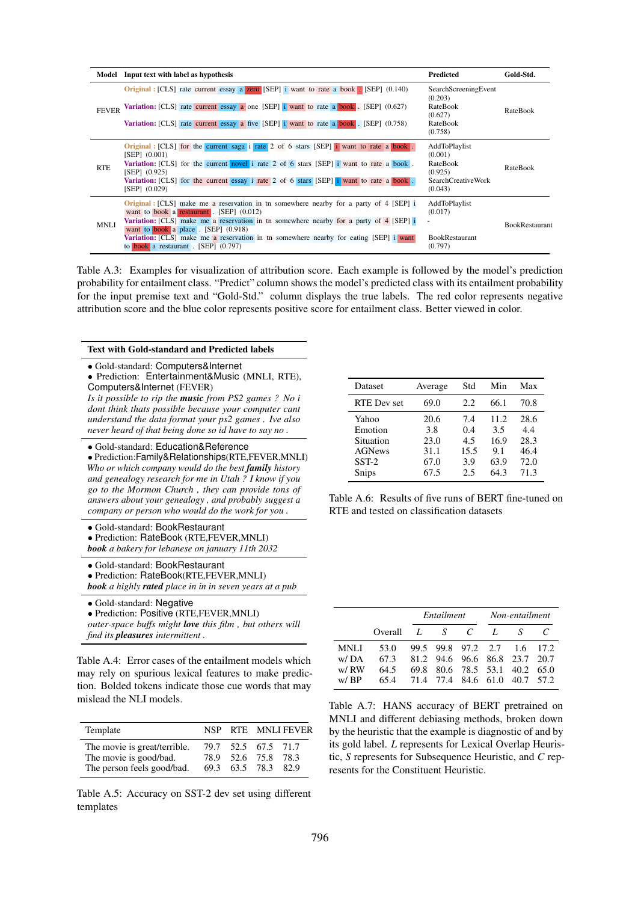| Model | Input text with label as hypothesis | Predicted | Gold-Std. |
|---|---|---|---|
| FEVER | **Original :** [CLS] rate current essay a zero [SEP] i want to rate a book . [SEP] (0.140) | SearchScreeningEvent (0.203) | RateBook |
| | **Variation:** [CLS] rate current essay a one [SEP] i want to rate a book . [SEP] (0.627) | RateBook (0.627) | |
| | **Variation:** [CLS] rate current essay a five [SEP] i want to rate a book . [SEP] (0.758) | RateBook (0.758) | |
| RTE | **Original :** [CLS] for the current saga i rate 2 of 6 stars [SEP] i want to rate a book . [SEP] (0.001) | AddToPlaylist (0.001) | RateBook |
| | **Variation:** [CLS] for the current novel i rate 2 of 6 stars [SEP] i want to rate a book . [SEP] (0.925) | RateBook (0.925) | |
| | **Variation:** [CLS] for the current essay i rate 2 of 6 stars [SEP] i want to rate a book . [SEP] (0.029) | SearchCreativeWork (0.043) | |
| MNLI | **Original :** [CLS] make me a reservation in tn somewhere nearby for a party of 4 [SEP] i want to book a restaurant . [SEP] (0.012) | AddToPlaylist (0.017) | BookRestaurant |
| | **Variation:** [CLS] make me a reservation in tn somewhere nearby for a party of 4 [SEP] i want to book a place . [SEP] (0.918) | - | |
| | **Variation:** [CLS] make me a reservation in tn somewhere nearby for eating [SEP] i want to book a restaurant . [SEP] (0.797) | BookRestaurant (0.797) | |

Table A.3: Examples for visualization of attribution score. Each example is followed by the model's prediction probability for entailment class. "Predict" column shows the model's predicted class with its entailment probability for the input premise text and "Gold-Std." column displays the true labels. The red color represents negative attribution score and the blue color represents positive score for entailment class. Better viewed in color.

| Text with Gold-standard and Predicted labels |
|---|
| • Gold-standard: Computers&Internet <br> • Prediction: Entertainment&Music (MNLI, RTE), Computers&Internet (FEVER) <br> *Is it possible to rip the **music** from PS2 games ? No i dont think thats possible because your computer cant understand the data format your ps2 games . Ive also never heard of that being done so id have to say no .* |
| • Gold-standard: Education&Reference <br> • Prediction:Family&Relationships(RTE,FEVER,MNLI) <br> *Who or which company would do the best **family** history and genealogy research for me in Utah ? I know if you go to the Mormon Church , they can provide tons of answers about your genealogy , and probably suggest a company or person who would do the work for you .* |
| • Gold-standard: BookRestaurant <br> • Prediction: RateBook (RTE,FEVER,MNLI) <br> ***book** a bakery for lebanese on january 11th 2032* |
| • Gold-standard: BookRestaurant <br> • Prediction: RateBook(RTE,FEVER,MNLI) <br> ***book** a highly **rated** place in in in seven years at a pub* |
| • Gold-standard: Negative <br> • Prediction: Positive (RTE,FEVER,MNLI) <br> *outer-space buffs might **love** this film , but others will find its **pleasures** intermittent .* |

Table A.4: Error cases of the entailment models which may rely on spurious lexical features to make prediction. Bolded tokens indicate those cue words that may mislead the NLI models.

| Template | NSP | RTE | MNLI | FEVER |
|---|---|---|---|---|
| The movie is great/terrible. | 79.7 | 52.5 | 67.5 | 71.7 |
| The movie is good/bad. | 78.9 | 52.6 | 75.8 | 78.3 |
| The person feels good/bad. | 69.3 | 63.5 | 78.3 | 82.9 |

Table A.5: Accuracy on SST-2 dev set using different templates

| Dataset | Average | Std | Min | Max |
|---|---|---|---|---|
| RTE Dev set | 69.0 | 2.2 | 66.1 | 70.8 |
| Yahoo | 20.6 | 7.4 | 11.2 | 28.6 |
| Emotion | 3.8 | 0.4 | 3.5 | 4.4 |
| Situation | 23.0 | 4.5 | 16.9 | 28.3 |
| AGNews | 31.1 | 15.5 | 9.1 | 46.4 |
| SST-2 | 67.0 | 3.9 | 63.9 | 72.0 |
| Snips | 67.5 | 2.5 | 64.3 | 71.3 |

Table A.6: Results of five runs of BERT fine-tuned on RTE and tested on classification datasets

| | | *Entailment* | | | *Non-entailment* | | |
|---|---|---|---|---|---|---|---|
| | Overall | *L* | *S* | *C* | *L* | *S* | *C* |
| MNLI | 53.0 | 99.5 | 99.8 | 97.2 | 2.7 | 1.6 | 17.2 |
| w/ DA | 67.3 | 81.2 | 94.6 | 96.6 | 86.8 | 23.7 | 20.7 |
| w/ RW | 64.5 | 69.8 | 80.6 | 78.5 | 53.1 | 40.2 | 65.0 |
| w/ BP | 65.4 | 71.4 | 77.4 | 84.6 | 61.0 | 40.7 | 57.2 |

Table A.7: HANS accuracy of BERT pretrained on MNLI and different debiasing methods, broken down by the heuristic that the example is diagnostic of and by its gold label. $L$ represents for Lexical Overlap Heuristic, $S$ represents for Subsequence Heuristic, and $C$ represents for the Constituent Heuristic.